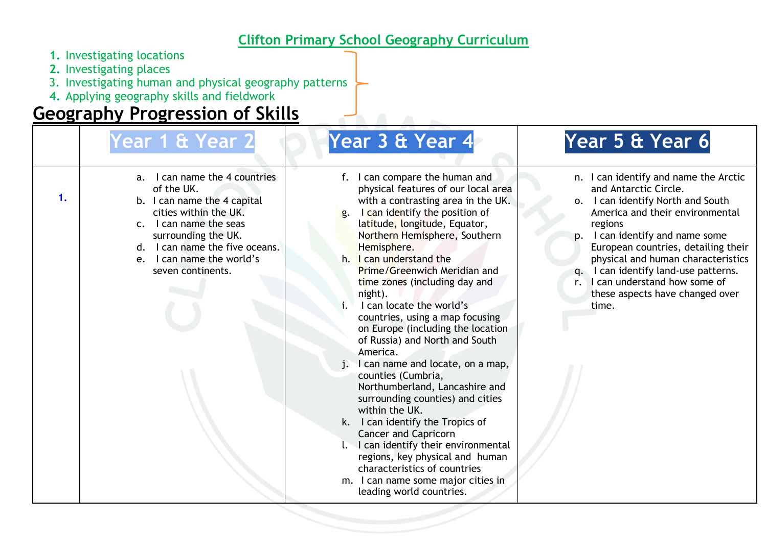# Clifton Primary School Geography Curriculum

1. Investigating locations
2. Investigating places
3. Investigating human and physical geography patterns
4. Applying geography skills and fieldwork

## Geography Progression of Skills

| | Year 1 & Year 2 | Year 3 & Year 4 | Year 5 & Year 6 |
|---|---|---|---|
| 1. | a. I can name the 4 countries of the UK.<br>b. I can name the 4 capital cities within the UK.<br>c. I can name the seas surrounding the UK.<br>d. I can name the five oceans.<br>e. I can name the world's seven continents. | f. I can compare the human and physical features of our local area with a contrasting area in the UK.<br>g. I can identify the position of latitude, longitude, Equator, Northern Hemisphere, Southern Hemisphere.<br>h. I can understand the Prime/Greenwich Meridian and time zones (including day and night).<br>i. I can locate the world's countries, using a map focusing on Europe (including the location of Russia) and North and South America.<br>j. I can name and locate, on a map, counties (Cumbria, Northumberland, Lancashire and surrounding counties) and cities within the UK.<br>k. I can identify the Tropics of Cancer and Capricorn<br>l. I can identify their environmental regions, key physical and human characteristics of countries<br>m. I can name some major cities in leading world countries. | n. I can identify and name the Arctic and Antarctic Circle.<br>o. I can identify North and South America and their environmental regions<br>p. I can identify and name some European countries, detailing their physical and human characteristics<br>q. I can identify land-use patterns.<br>r. I can understand how some of these aspects have changed over time. |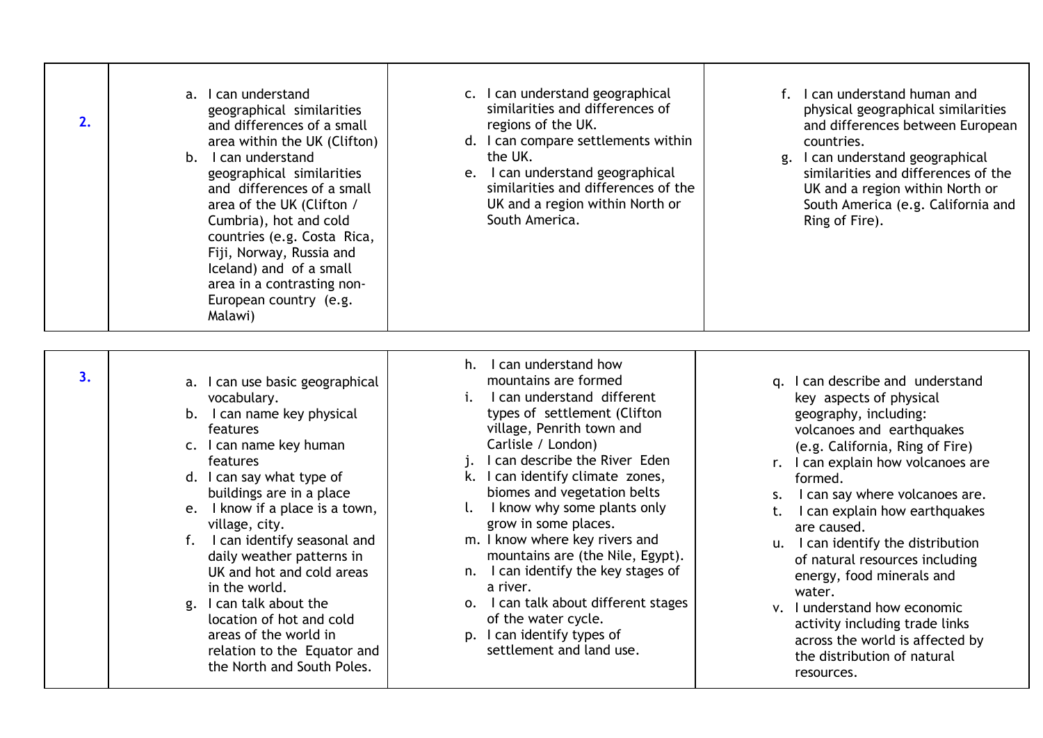| | | | |
|---|---|---|---|
| **2.** | a. I can understand geographical similarities and differences of a small area within the UK (Clifton)<br>b. I can understand geographical similarities and differences of a small area of the UK (Clifton / Cumbria), hot and cold countries (e.g. Costa Rica, Fiji, Norway, Russia and Iceland) and of a small area in a contrasting non-European country (e.g. Malawi) | c. I can understand geographical similarities and differences of regions of the UK.<br>d. I can compare settlements within the UK.<br>e. I can understand geographical similarities and differences of the UK and a region within North or South America. | f. I can understand human and physical geographical similarities and differences between European countries.<br>g. I can understand geographical similarities and differences of the UK and a region within North or South America (e.g. California and Ring of Fire). |

| | | | |
|---|---|---|---|
| **3.** | a. I can use basic geographical vocabulary.<br>b. I can name key physical features<br>c. I can name key human features<br>d. I can say what type of buildings are in a place<br>e. I know if a place is a town, village, city.<br>f. I can identify seasonal and daily weather patterns in UK and hot and cold areas in the world.<br>g. I can talk about the location of hot and cold areas of the world in relation to the Equator and the North and South Poles. | h. I can understand how mountains are formed<br>i. I can understand different types of settlement (Clifton village, Penrith town and Carlisle / London)<br>j. I can describe the River Eden<br>k. I can identify climate zones, biomes and vegetation belts<br>l. I know why some plants only grow in some places.<br>m. I know where key rivers and mountains are (the Nile, Egypt).<br>n. I can identify the key stages of a river.<br>o. I can talk about different stages of the water cycle.<br>p. I can identify types of settlement and land use. | q. I can describe and understand key aspects of physical geography, including: volcanoes and earthquakes (e.g. California, Ring of Fire)<br>r. I can explain how volcanoes are formed.<br>s. I can say where volcanoes are.<br>t. I can explain how earthquakes are caused.<br>u. I can identify the distribution of natural resources including energy, food minerals and water.<br>v. I understand how economic activity including trade links across the world is affected by the distribution of natural resources. |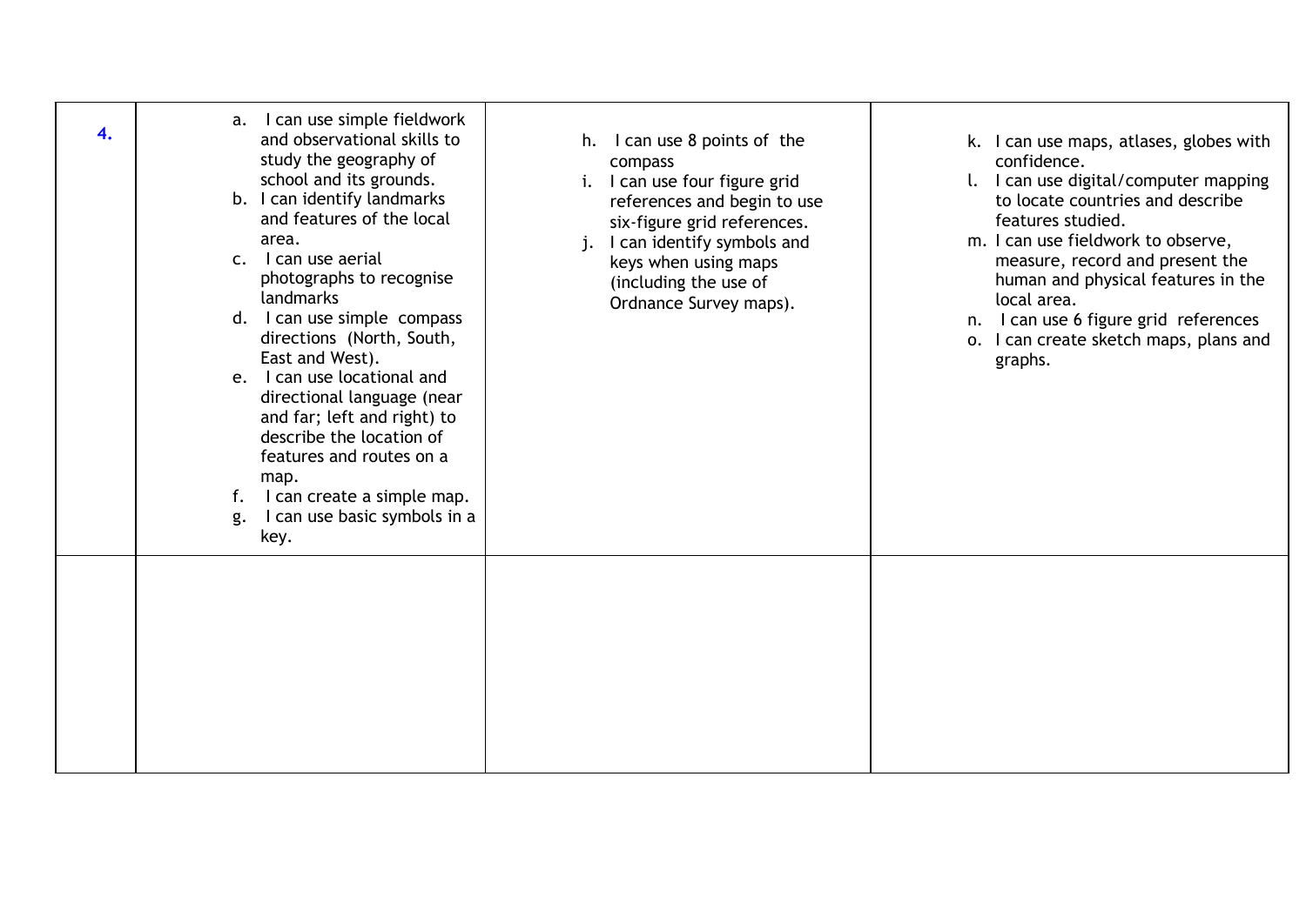| | | | |
|---|---|---|---|
| **4.** | a. I can use simple fieldwork and observational skills to study the geography of school and its grounds.<br>b. I can identify landmarks and features of the local area.<br>c. I can use aerial photographs to recognise landmarks<br>d. I can use simple compass directions (North, South, East and West).<br>e. I can use locational and directional language (near and far; left and right) to describe the location of features and routes on a map.<br>f. I can create a simple map.<br>g. I can use basic symbols in a key. | h. I can use 8 points of the compass<br>i. I can use four figure grid references and begin to use six-figure grid references.<br>j. I can identify symbols and keys when using maps (including the use of Ordnance Survey maps). | k. I can use maps, atlases, globes with confidence.<br>l. I can use digital/computer mapping to locate countries and describe features studied.<br>m. I can use fieldwork to observe, measure, record and present the human and physical features in the local area.<br>n. I can use 6 figure grid references<br>o. I can create sketch maps, plans and graphs. |
| | | | |